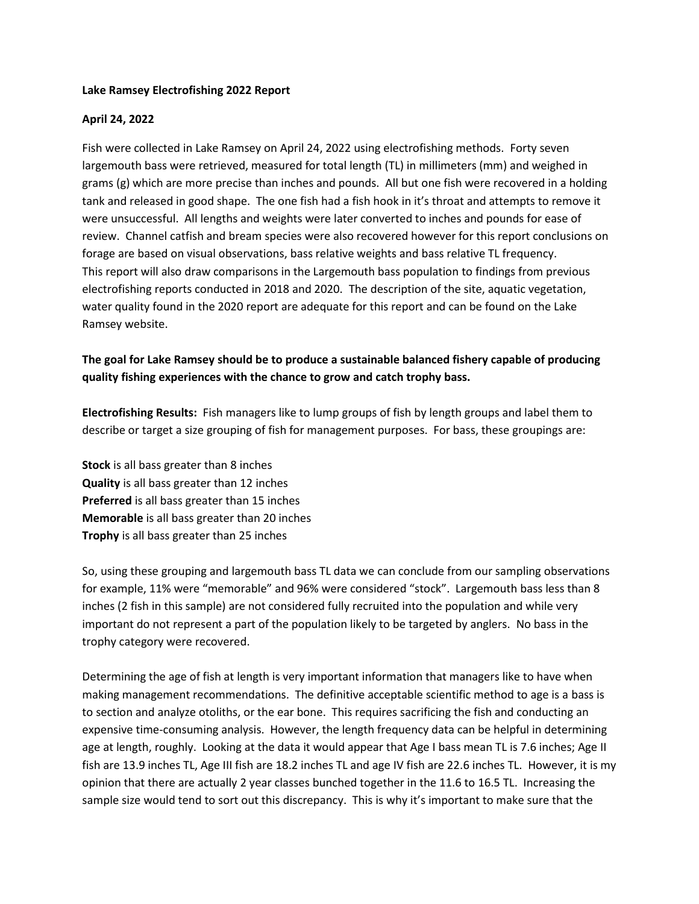**Lake Ramsey Electrofishing 2022 Report**

**April 24, 2022**

Fish were collected in Lake Ramsey on April 24, 2022 using electrofishing methods. Forty seven largemouth bass were retrieved, measured for total length (TL) in millimeters (mm) and weighed in grams (g) which are more precise than inches and pounds. All but one fish were recovered in a holding tank and released in good shape. The one fish had a fish hook in it's throat and attempts to remove it were unsuccessful. All lengths and weights were later converted to inches and pounds for ease of review. Channel catfish and bream species were also recovered however for this report conclusions on forage are based on visual observations, bass relative weights and bass relative TL frequency. This report will also draw comparisons in the Largemouth bass population to findings from previous electrofishing reports conducted in 2018 and 2020. The description of the site, aquatic vegetation, water quality found in the 2020 report are adequate for this report and can be found on the Lake Ramsey website.

**The goal for Lake Ramsey should be to produce a sustainable balanced fishery capable of producing quality fishing experiences with the chance to grow and catch trophy bass.**

**Electrofishing Results:** Fish managers like to lump groups of fish by length groups and label them to describe or target a size grouping of fish for management purposes. For bass, these groupings are:

**Stock** is all bass greater than 8 inches
**Quality** is all bass greater than 12 inches
**Preferred** is all bass greater than 15 inches
**Memorable** is all bass greater than 20 inches
**Trophy** is all bass greater than 25 inches

So, using these grouping and largemouth bass TL data we can conclude from our sampling observations for example, 11% were "memorable" and 96% were considered "stock". Largemouth bass less than 8 inches (2 fish in this sample) are not considered fully recruited into the population and while very important do not represent a part of the population likely to be targeted by anglers. No bass in the trophy category were recovered.

Determining the age of fish at length is very important information that managers like to have when making management recommendations. The definitive acceptable scientific method to age is a bass is to section and analyze otoliths, or the ear bone. This requires sacrificing the fish and conducting an expensive time-consuming analysis. However, the length frequency data can be helpful in determining age at length, roughly. Looking at the data it would appear that Age I bass mean TL is 7.6 inches; Age II fish are 13.9 inches TL, Age III fish are 18.2 inches TL and age IV fish are 22.6 inches TL. However, it is my opinion that there are actually 2 year classes bunched together in the 11.6 to 16.5 TL. Increasing the sample size would tend to sort out this discrepancy. This is why it's important to make sure that the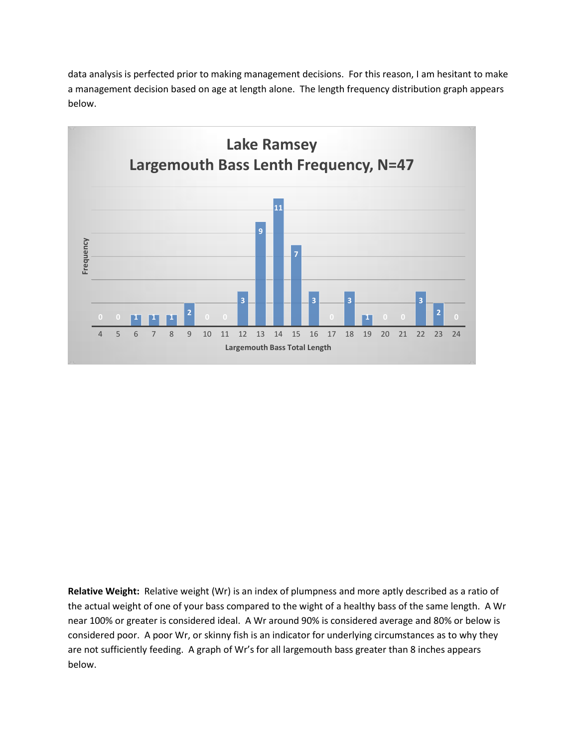data analysis is perfected prior to making management decisions. For this reason, I am hesitant to make a management decision based on age at length alone. The length frequency distribution graph appears below.

**Lake Ramsey**
**Largemouth Bass Lenth Frequency, N=47**

| Largemouth Bass Total Length | 4 | 5 | 6 | 7 | 8 | 9 | 10 | 11 | 12 | 13 | 14 | 15 | 16 | 17 | 18 | 19 | 20 | 21 | 22 | 23 | 24 |
|---|---|---|---|---|---|---|---|---|---|---|---|---|---|---|---|---|---|---|---|---|---|
| Frequency | 0 | 0 | 1 | 1 | 1 | 2 | 0 | 0 | 3 | 9 | 11 | 7 | 3 | 0 | 3 | 1 | 0 | 0 | 3 | 2 | 0 |

**Relative Weight:** Relative weight (Wr) is an index of plumpness and more aptly described as a ratio of the actual weight of one of your bass compared to the wight of a healthy bass of the same length. A Wr near 100% or greater is considered ideal. A Wr around 90% is considered average and 80% or below is considered poor. A poor Wr, or skinny fish is an indicator for underlying circumstances as to why they are not sufficiently feeding. A graph of Wr's for all largemouth bass greater than 8 inches appears below.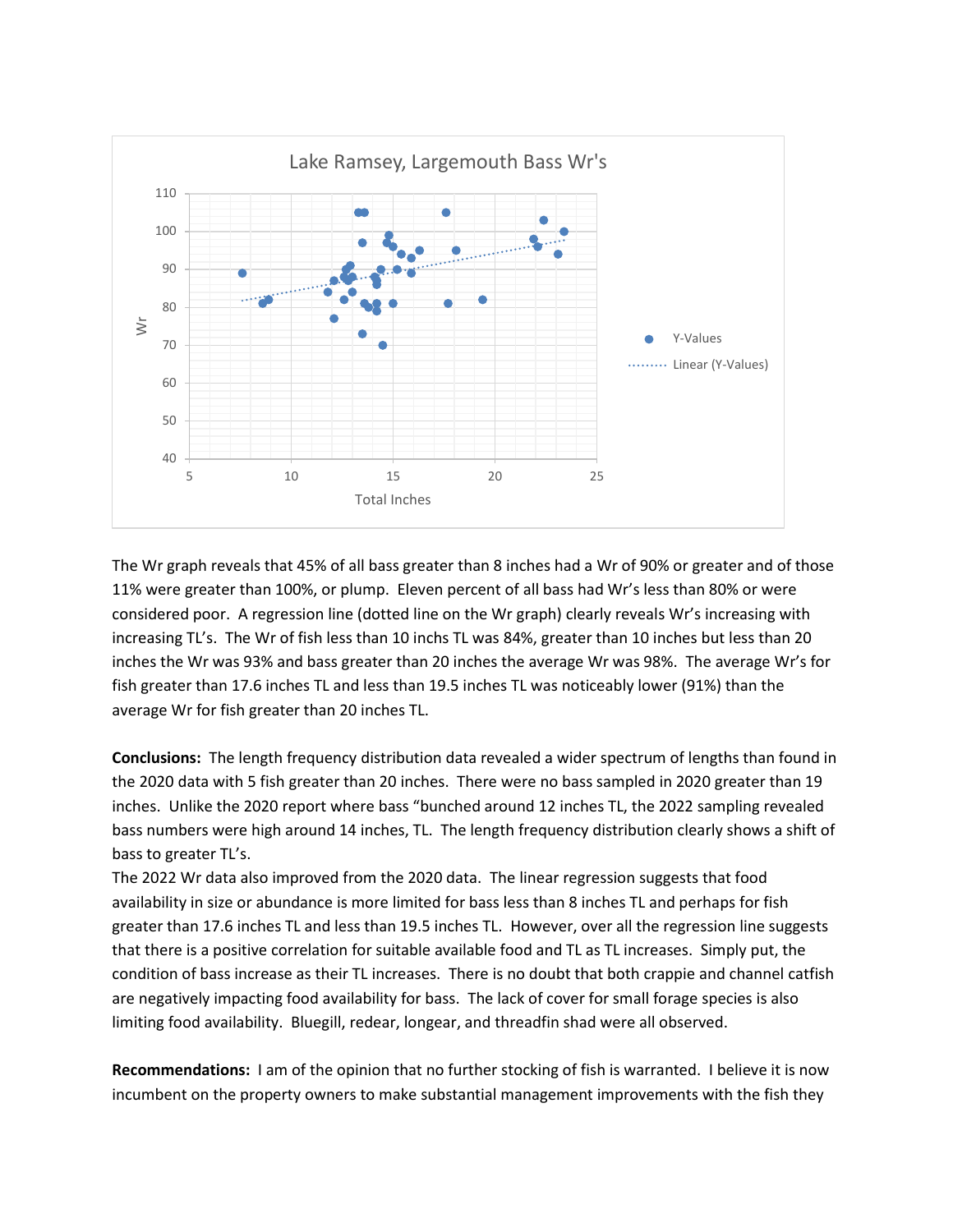The Wr graph reveals that 45% of all bass greater than 8 inches had a Wr of 90% or greater and of those 11% were greater than 100%, or plump. Eleven percent of all bass had Wr's less than 80% or were considered poor. A regression line (dotted line on the Wr graph) clearly reveals Wr's increasing with increasing TL's. The Wr of fish less than 10 inchs TL was 84%, greater than 10 inches but less than 20 inches the Wr was 93% and bass greater than 20 inches the average Wr was 98%. The average Wr's for fish greater than 17.6 inches TL and less than 19.5 inches TL was noticeably lower (91%) than the average Wr for fish greater than 20 inches TL.

**Conclusions:** The length frequency distribution data revealed a wider spectrum of lengths than found in the 2020 data with 5 fish greater than 20 inches. There were no bass sampled in 2020 greater than 19 inches. Unlike the 2020 report where bass "bunched around 12 inches TL, the 2022 sampling revealed bass numbers were high around 14 inches, TL. The length frequency distribution clearly shows a shift of bass to greater TL's.

The 2022 Wr data also improved from the 2020 data. The linear regression suggests that food availability in size or abundance is more limited for bass less than 8 inches TL and perhaps for fish greater than 17.6 inches TL and less than 19.5 inches TL. However, over all the regression line suggests that there is a positive correlation for suitable available food and TL as TL increases. Simply put, the condition of bass increase as their TL increases. There is no doubt that both crappie and channel catfish are negatively impacting food availability for bass. The lack of cover for small forage species is also limiting food availability. Bluegill, redear, longear, and threadfin shad were all observed.

**Recommendations:** I am of the opinion that no further stocking of fish is warranted. I believe it is now incumbent on the property owners to make substantial management improvements with the fish they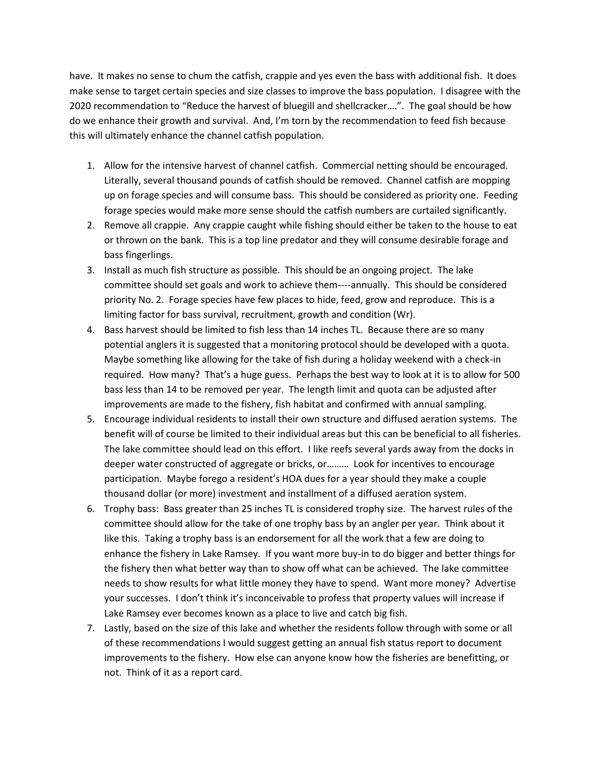have. It makes no sense to chum the catfish, crappie and yes even the bass with additional fish. It does make sense to target certain species and size classes to improve the bass population. I disagree with the 2020 recommendation to "Reduce the harvest of bluegill and shellcracker….". The goal should be how do we enhance their growth and survival. And, I'm torn by the recommendation to feed fish because this will ultimately enhance the channel catfish population.

1. Allow for the intensive harvest of channel catfish. Commercial netting should be encouraged. Literally, several thousand pounds of catfish should be removed. Channel catfish are mopping up on forage species and will consume bass. This should be considered as priority one. Feeding forage species would make more sense should the catfish numbers are curtailed significantly.
2. Remove all crappie. Any crappie caught while fishing should either be taken to the house to eat or thrown on the bank. This is a top line predator and they will consume desirable forage and bass fingerlings.
3. Install as much fish structure as possible. This should be an ongoing project. The lake committee should set goals and work to achieve them----annually. This should be considered priority No. 2. Forage species have few places to hide, feed, grow and reproduce. This is a limiting factor for bass survival, recruitment, growth and condition (Wr).
4. Bass harvest should be limited to fish less than 14 inches TL. Because there are so many potential anglers it is suggested that a monitoring protocol should be developed with a quota. Maybe something like allowing for the take of fish during a holiday weekend with a check-in required. How many? That's a huge guess. Perhaps the best way to look at it is to allow for 500 bass less than 14 to be removed per year. The length limit and quota can be adjusted after improvements are made to the fishery, fish habitat and confirmed with annual sampling.
5. Encourage individual residents to install their own structure and diffused aeration systems. The benefit will of course be limited to their individual areas but this can be beneficial to all fisheries. The lake committee should lead on this effort. I like reefs several yards away from the docks in deeper water constructed of aggregate or bricks, or……… Look for incentives to encourage participation. Maybe forego a resident's HOA dues for a year should they make a couple thousand dollar (or more) investment and installment of a diffused aeration system.
6. Trophy bass: Bass greater than 25 inches TL is considered trophy size. The harvest rules of the committee should allow for the take of one trophy bass by an angler per year. Think about it like this. Taking a trophy bass is an endorsement for all the work that a few are doing to enhance the fishery in Lake Ramsey. If you want more buy-in to do bigger and better things for the fishery then what better way than to show off what can be achieved. The lake committee needs to show results for what little money they have to spend. Want more money? Advertise your successes. I don't think it's inconceivable to profess that property values will increase if Lake Ramsey ever becomes known as a place to live and catch big fish.
7. Lastly, based on the size of this lake and whether the residents follow through with some or all of these recommendations I would suggest getting an annual fish status report to document improvements to the fishery. How else can anyone know how the fisheries are benefitting, or not. Think of it as a report card.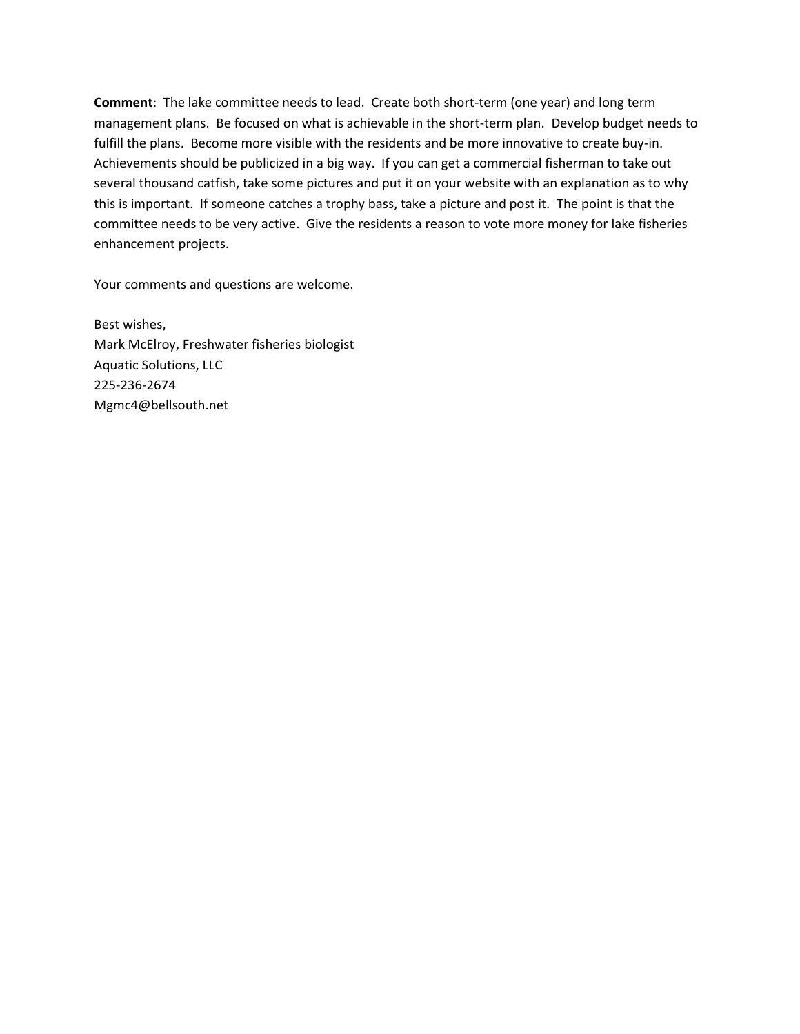**Comment**: The lake committee needs to lead. Create both short-term (one year) and long term management plans. Be focused on what is achievable in the short-term plan. Develop budget needs to fulfill the plans. Become more visible with the residents and be more innovative to create buy-in. Achievements should be publicized in a big way. If you can get a commercial fisherman to take out several thousand catfish, take some pictures and put it on your website with an explanation as to why this is important. If someone catches a trophy bass, take a picture and post it. The point is that the committee needs to be very active. Give the residents a reason to vote more money for lake fisheries enhancement projects.

Your comments and questions are welcome.

Best wishes,
Mark McElroy, Freshwater fisheries biologist
Aquatic Solutions, LLC
225-236-2674
Mgmc4@bellsouth.net